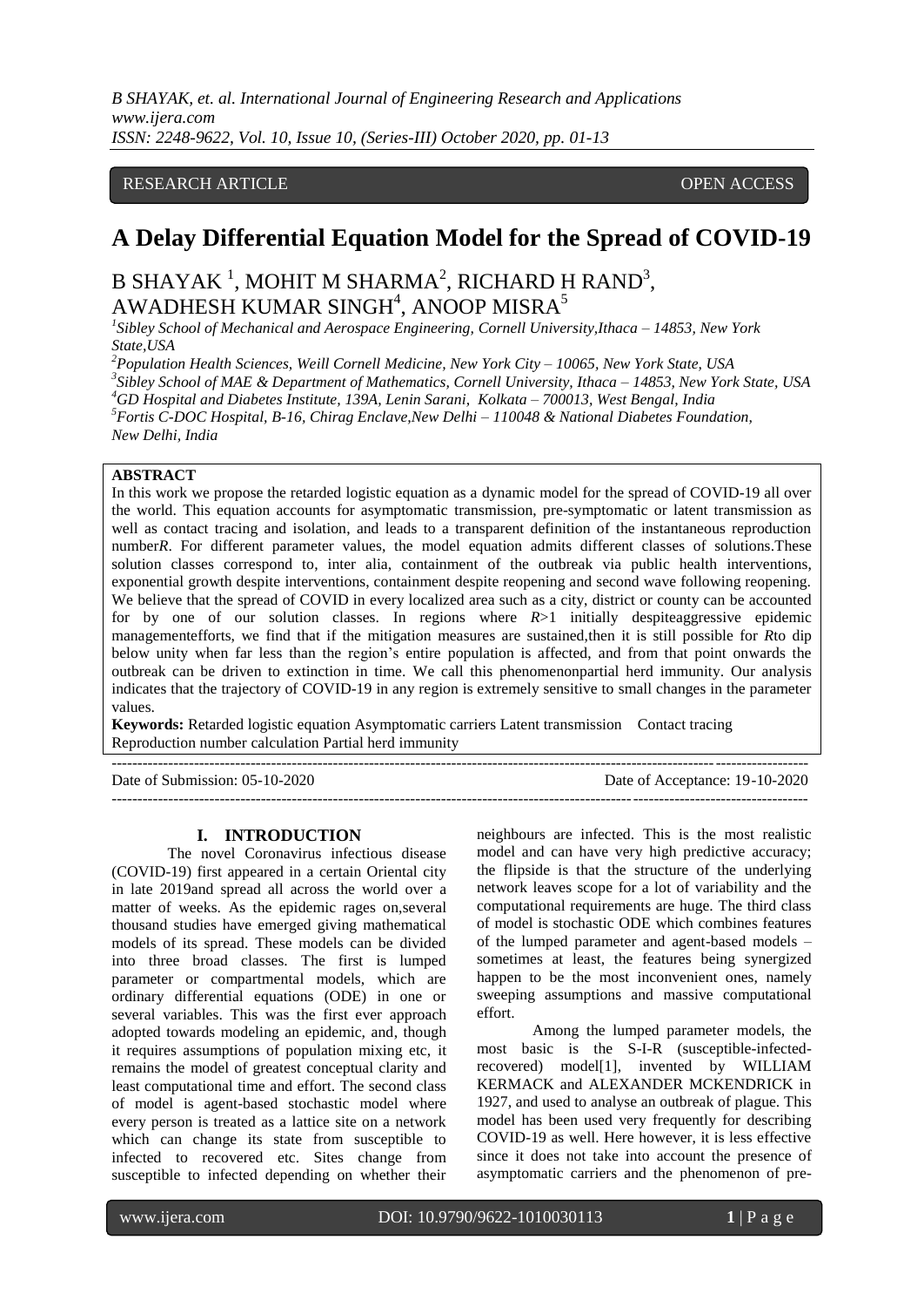RESEARCH ARTICLE OPEN ACCESS

# A Delay Differential Equation Model for the Spread of COVID-19

B SHAYAK [1], MOHIT M SHARMA[2], RICHARD H RAND[3], AWADHESH KUMAR SINGH[4], ANOOP MISRA[5]

[1]*Sibley School of Mechanical and Aerospace Engineering, Cornell University,Ithaca – 14853, New York State,USA*
[2]*Population Health Sciences, Weill Cornell Medicine, New York City – 10065, New York State, USA*
[3]*Sibley School of MAE & Department of Mathematics, Cornell University, Ithaca – 14853, New York State, USA*
[4]*GD Hospital and Diabetes Institute, 139A, Lenin Sarani, Kolkata – 700013, West Bengal, India*
[5]*Fortis C-DOC Hospital, B-16, Chirag Enclave,New Delhi – 110048 & National Diabetes Foundation, New Delhi, India*

**ABSTRACT**

In this work we propose the retarded logistic equation as a dynamic model for the spread of COVID-19 all over the world. This equation accounts for asymptomatic transmission, pre-symptomatic or latent transmission as well as contact tracing and isolation, and leads to a transparent definition of the instantaneous reproduction number*R*. For different parameter values, the model equation admits different classes of solutions.These solution classes correspond to, inter alia, containment of the outbreak via public health interventions, exponential growth despite interventions, containment despite reopening and second wave following reopening. We believe that the spread of COVID in every localized area such as a city, district or county can be accounted for by one of our solution classes. In regions where *R*>1 initially despiteaggressive epidemic managementefforts, we find that if the mitigation measures are sustained,then it is still possible for *R*to dip below unity when far less than the region's entire population is affected, and from that point onwards the outbreak can be driven to extinction in time. We call this phenomenonpartial herd immunity. Our analysis indicates that the trajectory of COVID-19 in any region is extremely sensitive to small changes in the parameter values.

**Keywords:** Retarded logistic equation Asymptomatic carriers Latent transmission Contact tracing Reproduction number calculation Partial herd immunity

---

Date of Submission: 05-10-2020 Date of Acceptance: 19-10-2020

---

## I. INTRODUCTION

The novel Coronavirus infectious disease (COVID-19) first appeared in a certain Oriental city in late 2019and spread all across the world over a matter of weeks. As the epidemic rages on,several thousand studies have emerged giving mathematical models of its spread. These models can be divided into three broad classes. The first is lumped parameter or compartmental models, which are ordinary differential equations (ODE) in one or several variables. This was the first ever approach adopted towards modeling an epidemic, and, though it requires assumptions of population mixing etc, it remains the model of greatest conceptual clarity and least computational time and effort. The second class of model is agent-based stochastic model where every person is treated as a lattice site on a network which can change its state from susceptible to infected to recovered etc. Sites change from susceptible to infected depending on whether their neighbours are infected. This is the most realistic model and can have very high predictive accuracy; the flipside is that the structure of the underlying network leaves scope for a lot of variability and the computational requirements are huge. The third class of model is stochastic ODE which combines features of the lumped parameter and agent-based models – sometimes at least, the features being synergized happen to be the most inconvenient ones, namely sweeping assumptions and massive computational effort.

Among the lumped parameter models, the most basic is the S-I-R (susceptible-infected-recovered) model[1], invented by WILLIAM KERMACK and ALEXANDER MCKENDRICK in 1927, and used to analyse an outbreak of plague. This model has been used very frequently for describing COVID-19 as well. Here however, it is less effective since it does not take into account the presence of asymptomatic carriers and the phenomenon of pre-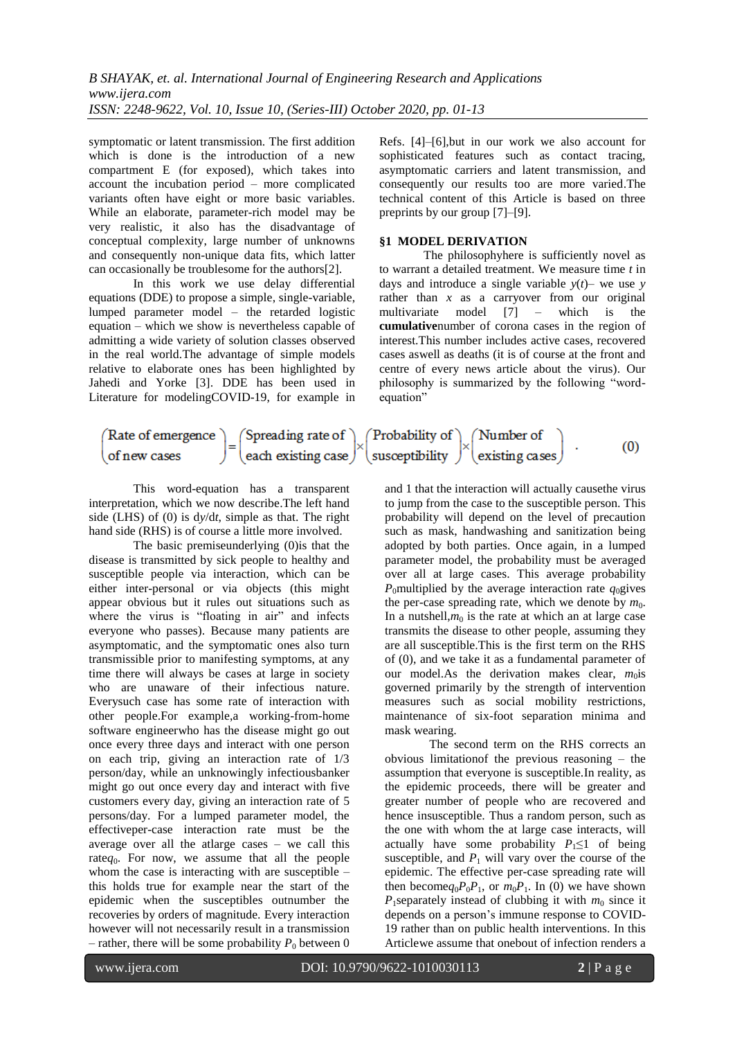symptomatic or latent transmission. The first addition which is done is the introduction of a new compartment E (for exposed), which takes into account the incubation period – more complicated variants often have eight or more basic variables. While an elaborate, parameter-rich model may be very realistic, it also has the disadvantage of conceptual complexity, large number of unknowns and consequently non-unique data fits, which latter can occasionally be troublesome for the authors[2].

In this work we use delay differential equations (DDE) to propose a simple, single-variable, lumped parameter model – the retarded logistic equation – which we show is nevertheless capable of admitting a wide variety of solution classes observed in the real world. The advantage of simple models relative to elaborate ones has been highlighted by Jahedi and Yorke [3]. DDE has been used in Literature for modeling COVID-19, for example in Refs. [4]–[6], but in our work we also account for sophisticated features such as contact tracing, asymptomatic carriers and latent transmission, and consequently our results too are more varied. The technical content of this Article is based on three preprints by our group [7]–[9].

## §1 MODEL DERIVATION

The philosophy here is sufficiently novel as to warrant a detailed treatment. We measure time $t$ in days and introduce a single variable $y(t)$ – we use $y$ rather than $x$ as a carryover from our original multivariate model [7] – which is the **cumulative** number of corona cases in the region of interest. This number includes active cases, recovered cases as well as deaths (it is of course at the front and centre of every news article about the virus). Our philosophy is summarized by the following "word-equation"

$$\begin{pmatrix}\text{Rate of emergence}\\ \text{of new cases}\end{pmatrix} = \begin{pmatrix}\text{Spreading rate of}\\ \text{each existing case}\end{pmatrix} \times \begin{pmatrix}\text{Probability of}\\ \text{susceptibility}\end{pmatrix} \times \begin{pmatrix}\text{Number of}\\ \text{existing cases}\end{pmatrix} \quad . \qquad (0)$$

This word-equation has a transparent interpretation, which we now describe. The left hand side (LHS) of (0) is $dy/dt$, simple as that. The right hand side (RHS) is of course a little more involved.

The basic premise underlying (0) is that the disease is transmitted by sick people to healthy and susceptible people via interaction, which can be either inter-personal or via objects (this might appear obvious but it rules out situations such as where the virus is "floating in air" and infects everyone who passes). Because many patients are asymptomatic, and the symptomatic ones also turn transmissible prior to manifesting symptoms, at any time there will always be cases at large in society who are unaware of their infectious nature. Every such case has some rate of interaction with other people. For example, a working-from-home software engineer who has the disease might go out once every three days and interact with one person on each trip, giving an interaction rate of 1/3 person/day, while an unknowingly infectious banker might go out once every day and interact with five customers every day, giving an interaction rate of 5 persons/day. For a lumped parameter model, the effective per-case interaction rate must be the average over all the at large cases – we call this rate $q_0$. For now, we assume that all the people whom the case is interacting with are susceptible – this holds true for example near the start of the epidemic when the susceptibles outnumber the recoveries by orders of magnitude. Every interaction however will not necessarily result in a transmission – rather, there will be some probability $P_0$ between 0 and 1 that the interaction will actually cause the virus to jump from the case to the susceptible person. This probability will depend on the level of precaution such as mask, handwashing and sanitization being adopted by both parties. Once again, in a lumped parameter model, the probability must be averaged over all at large cases. This average probability $P_0$ multiplied by the average interaction rate $q_0$ gives the per-case spreading rate, which we denote by $m_0$. In a nutshell, $m_0$ is the rate at which an at large case transmits the disease to other people, assuming they are all susceptible. This is the first term on the RHS of (0), and we take it as a fundamental parameter of our model. As the derivation makes clear, $m_0$ is governed primarily by the strength of intervention measures such as social mobility restrictions, maintenance of six-foot separation minima and mask wearing.

The second term on the RHS corrects an obvious limitation of the previous reasoning – the assumption that everyone is susceptible. In reality, as the epidemic proceeds, there will be greater and greater number of people who are recovered and hence insusceptible. Thus a random person, such as the one with whom the at large case interacts, will actually have some probability $P_1 \leq 1$ of being susceptible, and $P_1$ will vary over the course of the epidemic. The effective per-case spreading rate will then become $q_0P_0P_1$, or $m_0P_1$. In (0) we have shown $P_1$ separately instead of clubbing it with $m_0$ since it depends on a person's immune response to COVID-19 rather than on public health interventions. In this Article we assume that one bout of infection renders a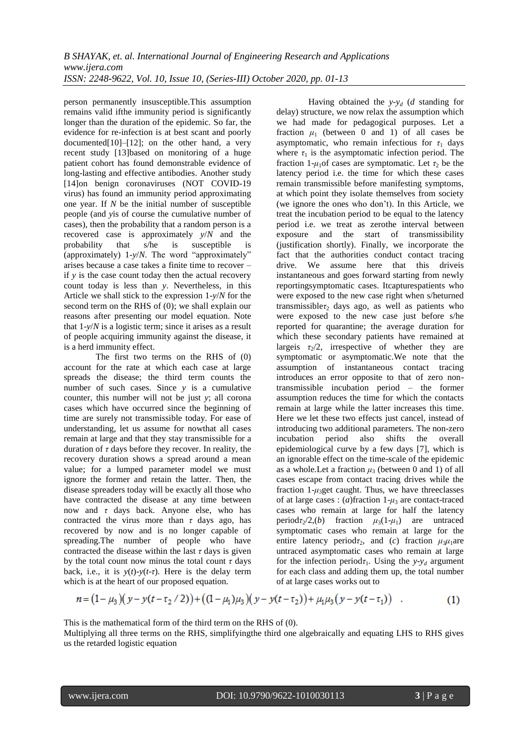person permanently insusceptible.This assumption remains valid ifthe immunity period is significantly longer than the duration of the epidemic. So far, the evidence for re-infection is at best scant and poorly documented[10]–[12]; on the other hand, a very recent study [13]based on monitoring of a huge patient cohort has found demonstrable evidence of long-lasting and effective antibodies. Another study [14]on benign coronaviruses (NOT COVID-19 virus) has found an immunity period approximating one year. If $N$ be the initial number of susceptible people (and $y$is of course the cumulative number of cases), then the probability that a random person is a recovered case is approximately $y/N$ and the probability that s/he is susceptible is (approximately) $1\text{-}y/N$. The word "approximately" arises because a case takes a finite time to recover – if $y$ is the case count today then the actual recovery count today is less than $y$. Nevertheless, in this Article we shall stick to the expression $1\text{-}y/N$ for the second term on the RHS of (0); we shall explain our reasons after presenting our model equation. Note that $1\text{-}y/N$ is a logistic term; since it arises as a result of people acquiring immunity against the disease, it is a herd immunity effect.

The first two terms on the RHS of (0) account for the rate at which each case at large spreads the disease; the third term counts the number of such cases. Since $y$ is a cumulative counter, this number will not be just $y$; all corona cases which have occurred since the beginning of time are surely not transmissible today. For ease of understanding, let us assume for nowthat all cases remain at large and that they stay transmissible for a duration of $\tau$ days before they recover. In reality, the recovery duration shows a spread around a mean value; for a lumped parameter model we must ignore the former and retain the latter. Then, the disease spreaders today will be exactly all those who have contracted the disease at any time between now and $\tau$ days back. Anyone else, who has contracted the virus more than $\tau$ days ago, has recovered by now and is no longer capable of spreading.The number of people who have contracted the disease within the last $\tau$ days is given by the total count now minus the total count $\tau$ days back, i.e., it is $y(t)\text{-}y(t\text{-}\tau)$. Here is the delay term which is at the heart of our proposed equation.

Having obtained the $y\text{-}y_d$ ($d$ standing for delay) structure, we now relax the assumption which we had made for pedagogical purposes. Let a fraction $\mu_1$ (between 0 and 1) of all cases be asymptomatic, who remain infectious for $\tau_1$ days where $\tau_1$ is the asymptomatic infection period. The fraction $1\text{-}\mu_1$of cases are symptomatic. Let $\tau_2$ be the latency period i.e. the time for which these cases remain transmissible before manifesting symptoms, at which point they isolate themselves from society (we ignore the ones who don't). In this Article, we treat the incubation period to be equal to the latency period i.e. we treat as zerothe interval between exposure and the start of transmissibility (justification shortly). Finally, we incorporate the fact that the authorities conduct contact tracing drive. We assume here that this driveis instantaneous and goes forward starting from newly reportingsymptomatic cases. Itcapturespatients who were exposed to the new case right when s/heturned transmissible$\tau_2$ days ago, as well as patients who were exposed to the new case just before s/he reported for quarantine; the average duration for which these secondary patients have remained at largeis $\tau_2/2$, irrespective of whether they are symptomatic or asymptomatic.We note that the assumption of instantaneous contact tracing introduces an error opposite to that of zero non-transmissible incubation period – the former assumption reduces the time for which the contacts remain at large while the latter increases this time. Here we let these two effects just cancel, instead of introducing two additional parameters. The non-zero incubation period also shifts the overall epidemiological curve by a few days [7], which is an ignorable effect on the time-scale of the epidemic as a whole.Let a fraction $\mu_3$ (between 0 and 1) of all cases escape from contact tracing drives while the fraction $1\text{-}\mu_3$get caught. Thus, we have threeclasses of at large cases : ($a$)fraction $1\text{-}\mu_3$ are contact-traced cases who remain at large for half the latency period$\tau_2/2$,($b$) fraction $\mu_3(1\text{-}\mu_1)$ are untraced symptomatic cases who remain at large for the entire latency period$\tau_2$, and ($c$) fraction $\mu_3\mu_1$are untraced asymptomatic cases who remain at large for the infection period$\tau_1$. Using the $y\text{-}y_d$ argument for each class and adding them up, the total number of at large cases works out to

$$n = (1-\mu_3)\big(y - y(t-\tau_2/2)\big) + \big((1-\mu_1)\mu_3\big)\big(y - y(t-\tau_2)\big) + \mu_1\mu_3\big(y - y(t-\tau_1)\big) \quad . \tag{1}$$

This is the mathematical form of the third term on the RHS of (0).

Multiplying all three terms on the RHS, simplifyingthe third one algebraically and equating LHS to RHS gives us the retarded logistic equation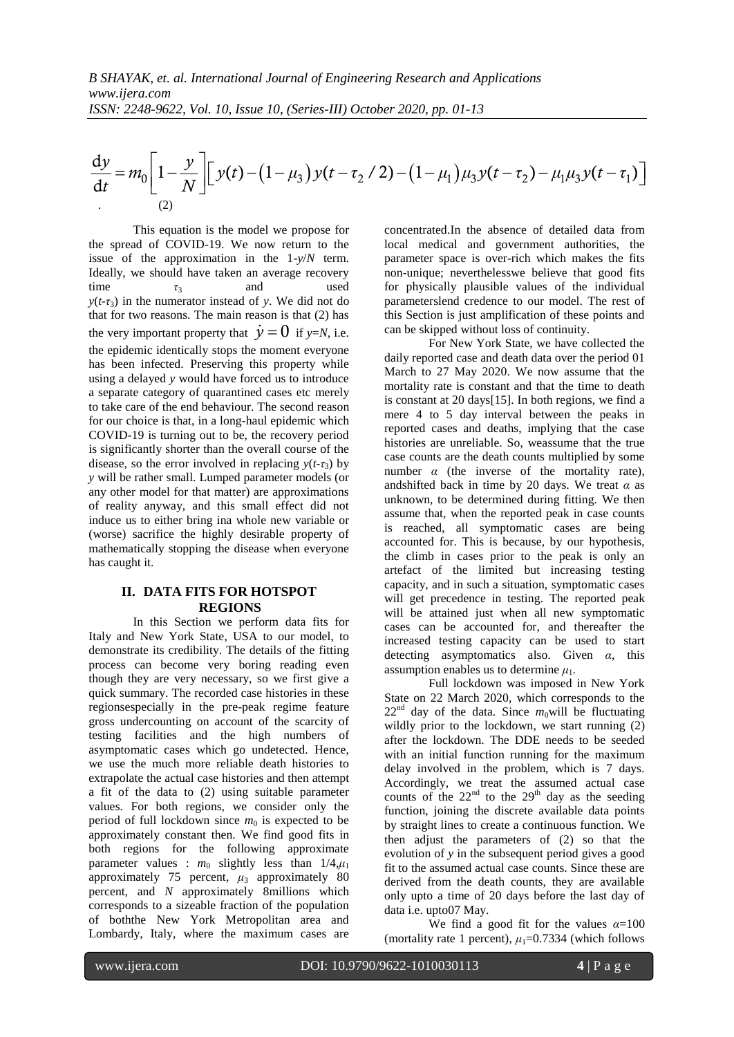$$\frac{\mathrm{d}y}{\mathrm{d}t} = m_0\left[1-\frac{y}{N}\right]\left[y(t)-(1-\mu_3)y(t-\tau_2/2)-(1-\mu_1)\mu_3 y(t-\tau_2)-\mu_1\mu_3 y(t-\tau_1)\right] \quad (2)$$

This equation is the model we propose for the spread of COVID-19. We now return to the issue of the approximation in the $1-y/N$ term. Ideally, we should have taken an average recovery time $\tau_3$ and used $y(t-\tau_3)$ in the numerator instead of $y$. We did not do that for two reasons. The main reason is that (2) has the very important property that $\dot{y}=0$ if $y=N$, i.e. the epidemic identically stops the moment everyone has been infected. Preserving this property while using a delayed $y$ would have forced us to introduce a separate category of quarantined cases etc merely to take care of the end behaviour. The second reason for our choice is that, in a long-haul epidemic which COVID-19 is turning out to be, the recovery period is significantly shorter than the overall course of the disease, so the error involved in replacing $y(t-\tau_3)$ by $y$ will be rather small. Lumped parameter models (or any other model for that matter) are approximations of reality anyway, and this small effect did not induce us to either bring ina whole new variable or (worse) sacrifice the highly desirable property of mathematically stopping the disease when everyone has caught it.

## II. DATA FITS FOR HOTSPOT REGIONS

In this Section we perform data fits for Italy and New York State, USA to our model, to demonstrate its credibility. The details of the fitting process can become very boring reading even though they are very necessary, so we first give a quick summary. The recorded case histories in these regionsespecially in the pre-peak regime feature gross undercounting on account of the scarcity of testing facilities and the high numbers of asymptomatic cases which go undetected. Hence, we use the much more reliable death histories to extrapolate the actual case histories and then attempt a fit of the data to (2) using suitable parameter values. For both regions, we consider only the period of full lockdown since $m_0$ is expected to be approximately constant then. We find good fits in both regions for the following approximate parameter values : $m_0$ slightly less than 1/4,$\mu_1$ approximately 75 percent, $\mu_3$ approximately 80 percent, and $N$ approximately 8millions which corresponds to a sizeable fraction of the population of boththe New York Metropolitan area and Lombardy, Italy, where the maximum cases are concentrated.In the absence of detailed data from local medical and government authorities, the parameter space is over-rich which makes the fits non-unique; neverthelesswe believe that good fits for physically plausible values of the individual parameterslend credence to our model. The rest of this Section is just amplification of these points and can be skipped without loss of continuity.

For New York State, we have collected the daily reported case and death data over the period 01 March to 27 May 2020. We now assume that the mortality rate is constant and that the time to death is constant at 20 days[15]. In both regions, we find a mere 4 to 5 day interval between the peaks in reported cases and deaths, implying that the case histories are unreliable. So, weassume that the true case counts are the death counts multiplied by some number $\alpha$ (the inverse of the mortality rate), andshifted back in time by 20 days. We treat $\alpha$ as unknown, to be determined during fitting. We then assume that, when the reported peak in case counts is reached, all symptomatic cases are being accounted for. This is because, by our hypothesis, the climb in cases prior to the peak is only an artefact of the limited but increasing testing capacity, and in such a situation, symptomatic cases will get precedence in testing. The reported peak will be attained just when all new symptomatic cases can be accounted for, and thereafter the increased testing capacity can be used to start detecting asymptomatics also. Given $\alpha$, this assumption enables us to determine $\mu_1$.

Full lockdown was imposed in New York State on 22 March 2020, which corresponds to the 22[nd] day of the data. Since $m_0$will be fluctuating wildly prior to the lockdown, we start running (2) after the lockdown. The DDE needs to be seeded with an initial function running for the maximum delay involved in the problem, which is 7 days. Accordingly, we treat the assumed actual case counts of the 22[nd] to the 29[th] day as the seeding function, joining the discrete available data points by straight lines to create a continuous function. We then adjust the parameters of (2) so that the evolution of $y$ in the subsequent period gives a good fit to the assumed actual case counts. Since these are derived from the death counts, they are available only upto a time of 20 days before the last day of data i.e. upto07 May.

We find a good fit for the values $\alpha$=100 (mortality rate 1 percent), $\mu_1$=0.7334 (which follows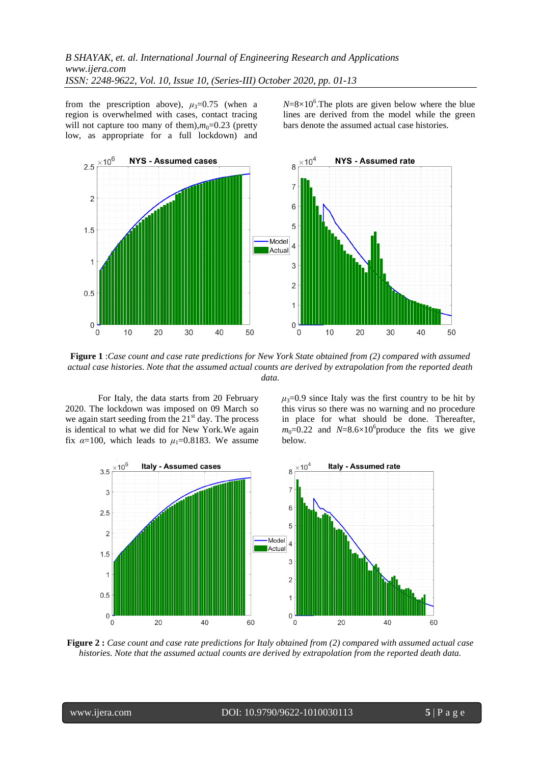from the prescription above), $\mu_3$=0.75 (when a region is overwhelmed with cases, contact tracing will not capture too many of them),$m_0$=0.23 (pretty low, as appropriate for a full lockdown) and $N$=8×10$^6$.The plots are given below where the blue lines are derived from the model while the green bars denote the assumed actual case histories.

**Figure 1** :*Case count and case rate predictions for New York State obtained from (2) compared with assumed actual case histories. Note that the assumed actual counts are derived by extrapolation from the reported death data.*

For Italy, the data starts from 20 February 2020. The lockdown was imposed on 09 March so we again start seeding from the 21$^{st}$ day. The process is identical to what we did for New York.We again fix $\alpha$=100, which leads to $\mu_1$=0.8183. We assume $\mu_3$=0.9 since Italy was the first country to be hit by this virus so there was no warning and no procedure in place for what should be done. Thereafter, $m_0$=0.22 and $N$=8.6×10$^6$produce the fits we give below.

**Figure 2 :** *Case count and case rate predictions for Italy obtained from (2) compared with assumed actual case histories. Note that the assumed actual counts are derived by extrapolation from the reported death data.*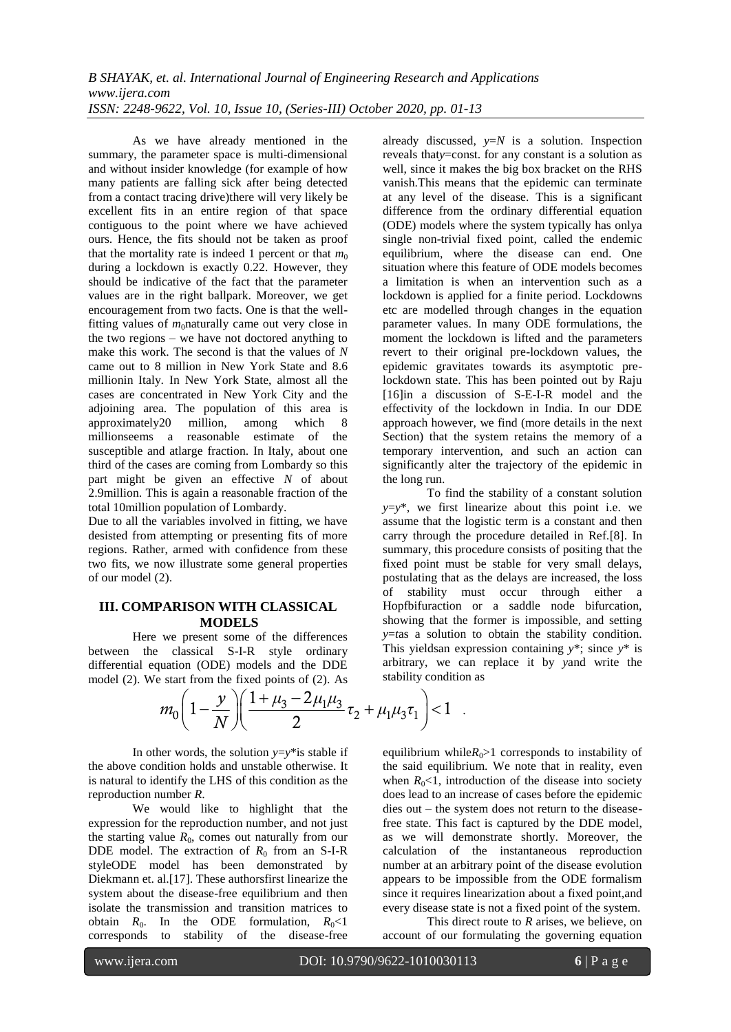As we have already mentioned in the summary, the parameter space is multi-dimensional and without insider knowledge (for example of how many patients are falling sick after being detected from a contact tracing drive)there will very likely be excellent fits in an entire region of that space contiguous to the point where we have achieved ours. Hence, the fits should not be taken as proof that the mortality rate is indeed 1 percent or that $m_0$ during a lockdown is exactly 0.22. However, they should be indicative of the fact that the parameter values are in the right ballpark. Moreover, we get encouragement from two facts. One is that the well-fitting values of $m_0$naturally came out very close in the two regions – we have not doctored anything to make this work. The second is that the values of $N$ came out to 8 million in New York State and 8.6 millionin Italy. In New York State, almost all the cases are concentrated in New York City and the adjoining area. The population of this area is approximately20 million, among which 8 millionseems a reasonable estimate of the susceptible and atlarge fraction. In Italy, about one third of the cases are coming from Lombardy so this part might be given an effective $N$ of about 2.9million. This is again a reasonable fraction of the total 10million population of Lombardy.

Due to all the variables involved in fitting, we have desisted from attempting or presenting fits of more regions. Rather, armed with confidence from these two fits, we now illustrate some general properties of our model (2).

## III. COMPARISON WITH CLASSICAL MODELS

Here we present some of the differences between the classical S-I-R style ordinary differential equation (ODE) models and the DDE model (2). We start from the fixed points of (2). As already discussed, $y=N$ is a solution. Inspection reveals that$y$=const. for any constant is a solution as well, since it makes the big box bracket on the RHS vanish.This means that the epidemic can terminate at any level of the disease. This is a significant difference from the ordinary differential equation (ODE) models where the system typically has onlya single non-trivial fixed point, called the endemic equilibrium, where the disease can end. One situation where this feature of ODE models becomes a limitation is when an intervention such as a lockdown is applied for a finite period. Lockdowns etc are modelled through changes in the equation parameter values. In many ODE formulations, the moment the lockdown is lifted and the parameters revert to their original pre-lockdown values, the epidemic gravitates towards its asymptotic pre-lockdown state. This has been pointed out by Raju [16]in a discussion of S-E-I-R model and the effectivity of the lockdown in India. In our DDE approach however, we find (more details in the next Section) that the system retains the memory of a temporary intervention, and such an action can significantly alter the trajectory of the epidemic in the long run.

To find the stability of a constant solution $y=y^*$, we first linearize about this point i.e. we assume that the logistic term is a constant and then carry through the procedure detailed in Ref.[8]. In summary, this procedure consists of positing that the fixed point must be stable for very small delays, postulating that as the delays are increased, the loss of stability must occur through either a Hopfbifuraction or a saddle node bifurcation, showing that the former is impossible, and setting $y=t$as a solution to obtain the stability condition. This yieldsan expression containing $y^*$; since $y^*$ is arbitrary, we can replace it by $y$and write the stability condition as

$$m_0\left(1-\frac{y}{N}\right)\left(\frac{1+\mu_3-2\mu_1\mu_3}{2}\tau_2+\mu_1\mu_3\tau_1\right)<1 \quad .$$

In other words, the solution $y=y^*$is stable if the above condition holds and unstable otherwise. It is natural to identify the LHS of this condition as the reproduction number $R$.

We would like to highlight that the expression for the reproduction number, and not just the starting value $R_0$, comes out naturally from our DDE model. The extraction of $R_0$ from an S-I-R styleODE model has been demonstrated by Diekmann et. al.[17]. These authorsfirst linearize the system about the disease-free equilibrium and then isolate the transmission and transition matrices to obtain $R_0$. In the ODE formulation, $R_0<1$ corresponds to stability of the disease-free equilibrium while$R_0>1$ corresponds to instability of the said equilibrium. We note that in reality, even when $R_0<1$, introduction of the disease into society does lead to an increase of cases before the epidemic dies out – the system does not return to the disease-free state. This fact is captured by the DDE model, as we will demonstrate shortly. Moreover, the calculation of the instantaneous reproduction number at an arbitrary point of the disease evolution appears to be impossible from the ODE formalism since it requires linearization about a fixed point,and every disease state is not a fixed point of the system.

This direct route to $R$ arises, we believe, on account of our formulating the governing equation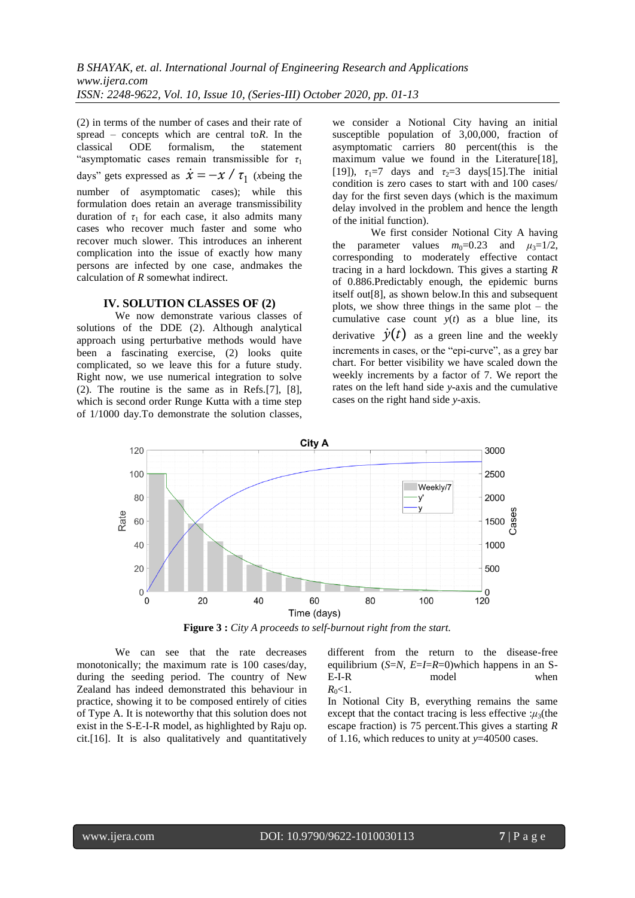(2) in terms of the number of cases and their rate of spread – concepts which are central to $R$. In the classical ODE formalism, the statement "asymptomatic cases remain transmissible for $\tau_1$ days" gets expressed as $\dot{x} = -x/\tau_1$ ($x$ being the number of asymptomatic cases); while this formulation does retain an average transmissibility duration of $\tau_1$ for each case, it also admits many cases who recover much faster and some who recover much slower. This introduces an inherent complication into the issue of exactly how many persons are infected by one case, and makes the calculation of $R$ somewhat indirect.

## IV. SOLUTION CLASSES OF (2)

We now demonstrate various classes of solutions of the DDE (2). Although analytical approach using perturbative methods would have been a fascinating exercise, (2) looks quite complicated, so we leave this for a future study. Right now, we use numerical integration to solve (2). The routine is the same as in Refs.[7], [8], which is second order Runge Kutta with a time step of 1/1000 day. To demonstrate the solution classes, we consider a Notional City having an initial susceptible population of 3,00,000, fraction of asymptomatic carriers 80 percent (this is the maximum value we found in the Literature[18], [19]), $\tau_1$=7 days and $\tau_2$=3 days[15]. The initial condition is zero cases to start with and 100 cases/day for the first seven days (which is the maximum delay involved in the problem and hence the length of the initial function).

We first consider Notional City A having the parameter values $m_0$=0.23 and $\mu_3$=1/2, corresponding to moderately effective contact tracing in a hard lockdown. This gives a starting $R$ of 0.886. Predictably enough, the epidemic burns itself out[8], as shown below. In this and subsequent plots, we show three things in the same plot – the cumulative case count $y(t)$ as a blue line, its derivative $\dot{y}(t)$ as a green line and the weekly increments in cases, or the "epi-curve", as a grey bar chart. For better visibility we have scaled down the weekly increments by a factor of 7. We report the rates on the left hand side $y$-axis and the cumulative cases on the right hand side $y$-axis.

**Figure 3 :** *City A proceeds to self-burnout right from the start.*

We can see that the rate decreases monotonically; the maximum rate is 100 cases/day, during the seeding period. The country of New Zealand has indeed demonstrated this behaviour in practice, showing it to be composed entirely of cities of Type A. It is noteworthy that this solution does not exist in the S-E-I-R model, as highlighted by Raju op. cit.[16]. It is also qualitatively and quantitatively different from the return to the disease-free equilibrium ($S$=$N$, $E$=$I$=$R$=0) which happens in an S-E-I-R model when $R_0$<1.

In Notional City B, everything remains the same except that the contact tracing is less effective : $\mu_3$ (the escape fraction) is 75 percent. This gives a starting $R$ of 1.16, which reduces to unity at $y$=40500 cases.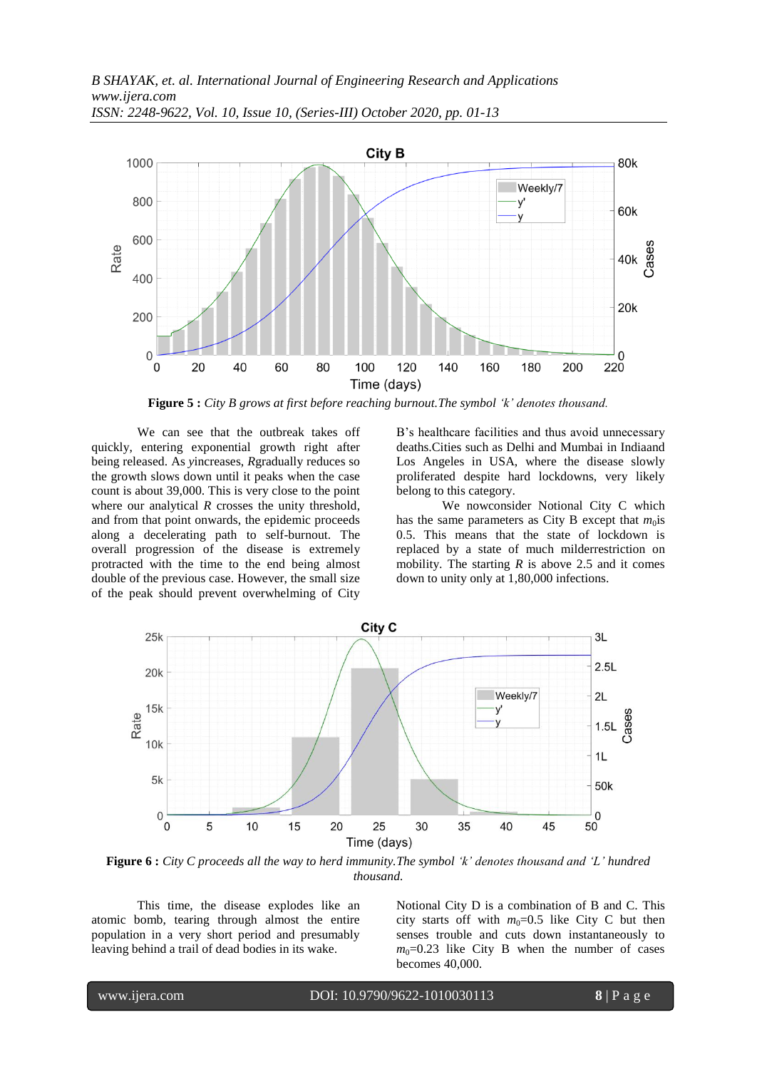**Figure 5 :** *City B grows at first before reaching burnout.The symbol 'k' denotes thousand.*

We can see that the outbreak takes off quickly, entering exponential growth right after being released. As *y*increases, *R*gradually reduces so the growth slows down until it peaks when the case count is about 39,000. This is very close to the point where our analytical *R* crosses the unity threshold, and from that point onwards, the epidemic proceeds along a decelerating path to self-burnout. The overall progression of the disease is extremely protracted with the time to the end being almost double of the previous case. However, the small size of the peak should prevent overwhelming of City B's healthcare facilities and thus avoid unnecessary deaths.Cities such as Delhi and Mumbai in Indiaand Los Angeles in USA, where the disease slowly proliferated despite hard lockdowns, very likely belong to this category.

We nowconsider Notional City C which has the same parameters as City B except that $m_0$is 0.5. This means that the state of lockdown is replaced by a state of much milderrestriction on mobility. The starting *R* is above 2.5 and it comes down to unity only at 1,80,000 infections.

**Figure 6 :** *City C proceeds all the way to herd immunity.The symbol 'k' denotes thousand and 'L' hundred thousand.*

This time, the disease explodes like an atomic bomb, tearing through almost the entire population in a very short period and presumably leaving behind a trail of dead bodies in its wake.

Notional City D is a combination of B and C. This city starts off with $m_0$=0.5 like City C but then senses trouble and cuts down instantaneously to $m_0$=0.23 like City B when the number of cases becomes 40,000.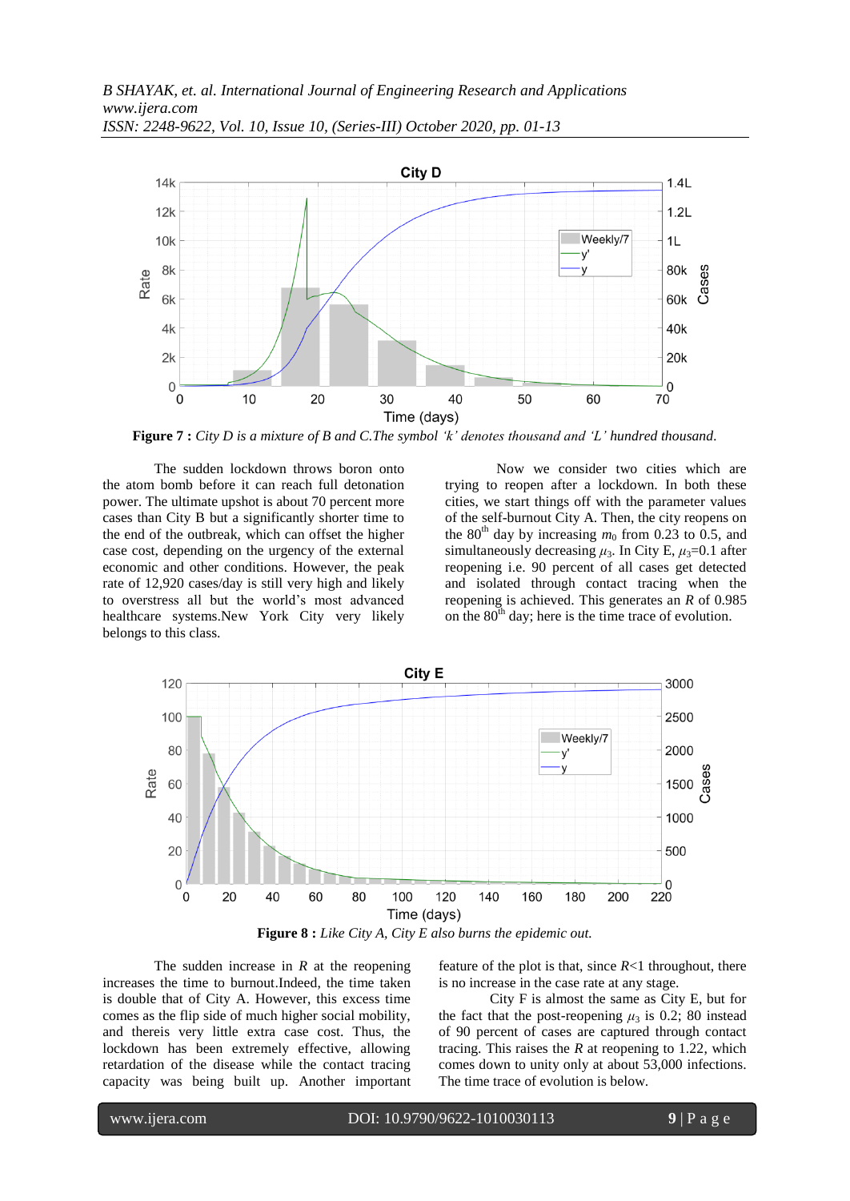**Figure 7 :** *City D is a mixture of B and C.The symbol 'k' denotes thousand and 'L' hundred thousand.*

The sudden lockdown throws boron onto the atom bomb before it can reach full detonation power. The ultimate upshot is about 70 percent more cases than City B but a significantly shorter time to the end of the outbreak, which can offset the higher case cost, depending on the urgency of the external economic and other conditions. However, the peak rate of 12,920 cases/day is still very high and likely to overstress all but the world's most advanced healthcare systems.New York City very likely belongs to this class.

Now we consider two cities which are trying to reopen after a lockdown. In both these cities, we start things off with the parameter values of the self-burnout City A. Then, the city reopens on the 80[th] day by increasing $m_0$ from 0.23 to 0.5, and simultaneously decreasing $\mu_3$. In City E, $\mu_3$=0.1 after reopening i.e. 90 percent of all cases get detected and isolated through contact tracing when the reopening is achieved. This generates an $R$ of 0.985 on the 80[th] day; here is the time trace of evolution.

**Figure 8 :** *Like City A, City E also burns the epidemic out.*

The sudden increase in $R$ at the reopening increases the time to burnout.Indeed, the time taken is double that of City A. However, this excess time comes as the flip side of much higher social mobility, and thereis very little extra case cost. Thus, the lockdown has been extremely effective, allowing retardation of the disease while the contact tracing capacity was being built up. Another important feature of the plot is that, since $R$<1 throughout, there is no increase in the case rate at any stage.

City F is almost the same as City E, but for the fact that the post-reopening $\mu_3$ is 0.2; 80 instead of 90 percent of cases are captured through contact tracing. This raises the $R$ at reopening to 1.22, which comes down to unity only at about 53,000 infections. The time trace of evolution is below.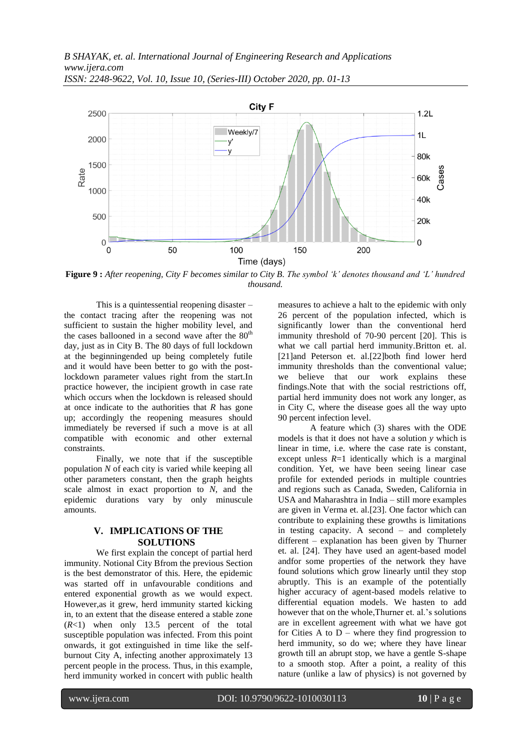**Figure 9 :** *After reopening, City F becomes similar to City B. The symbol 'k' denotes thousand and 'L' hundred thousand.*

This is a quintessential reopening disaster – the contact tracing after the reopening was not sufficient to sustain the higher mobility level, and the cases ballooned in a second wave after the 80th day, just as in City B. The 80 days of full lockdown at the beginningended up being completely futile and it would have been better to go with the post-lockdown parameter values right from the start.In practice however, the incipient growth in case rate which occurs when the lockdown is released should at once indicate to the authorities that $R$ has gone up; accordingly the reopening measures should immediately be reversed if such a move is at all compatible with economic and other external constraints.

Finally, we note that if the susceptible population $N$ of each city is varied while keeping all other parameters constant, then the graph heights scale almost in exact proportion to $N$, and the epidemic durations vary by only minuscule amounts.

## V. IMPLICATIONS OF THE SOLUTIONS

We first explain the concept of partial herd immunity. Notional City Bfrom the previous Section is the best demonstrator of this. Here, the epidemic was started off in unfavourable conditions and entered exponential growth as we would expect. However,as it grew, herd immunity started kicking in, to an extent that the disease entered a stable zone ($R$<1) when only 13.5 percent of the total susceptible population was infected. From this point onwards, it got extinguished in time like the self-burnout City A, infecting another approximately 13 percent people in the process. Thus, in this example, herd immunity worked in concert with public health measures to achieve a halt to the epidemic with only 26 percent of the population infected, which is significantly lower than the conventional herd immunity threshold of 70-90 percent [20]. This is what we call partial herd immunity.Britton et. al. [21]and Peterson et. al.[22]both find lower herd immunity thresholds than the conventional value; we believe that our work explains these findings.Note that with the social restrictions off, partial herd immunity does not work any longer, as in City C, where the disease goes all the way upto 90 percent infection level.

A feature which (3) shares with the ODE models is that it does not have a solution $y$ which is linear in time, i.e. where the case rate is constant, except unless $R$=1 identically which is a marginal condition. Yet, we have been seeing linear case profile for extended periods in multiple countries and regions such as Canada, Sweden, California in USA and Maharashtra in India – still more examples are given in Verma et. al.[23]. One factor which can contribute to explaining these growths is limitations in testing capacity. A second – and completely different – explanation has been given by Thurner et. al. [24]. They have used an agent-based model andfor some properties of the network they found solutions which grow linearly until they stop abruptly. This is an example of the potentially higher accuracy of agent-based models relative to differential equation models. We hasten to add however that on the whole,Thurner et. al.'s solutions are in excellent agreement with what we have got for Cities A to D – where they find progression to herd immunity, so do we; where they have linear growth till an abrupt stop, we have a gentle S-shape to a smooth stop. After a point, a reality of this nature (unlike a law of physics) is not governed by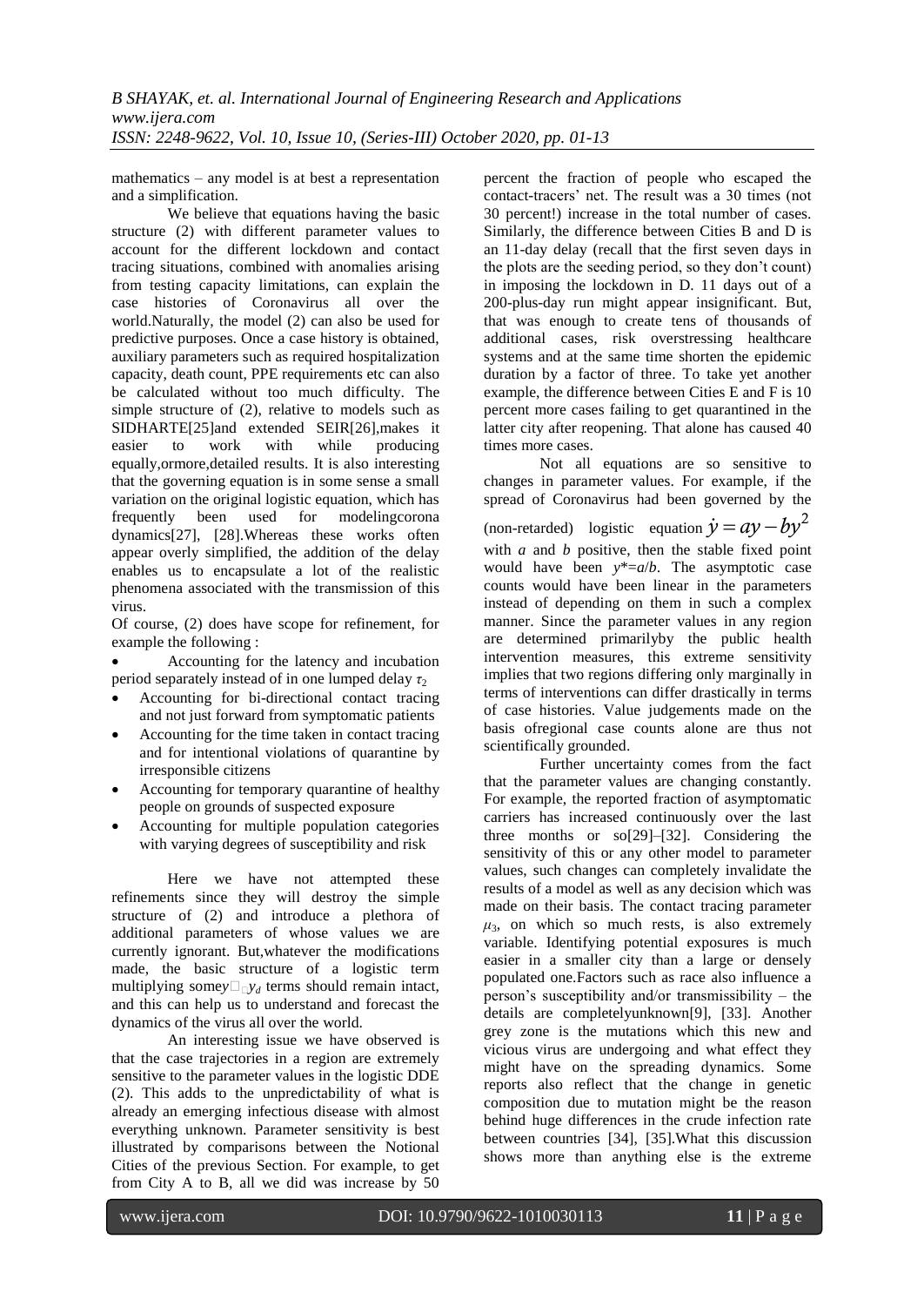mathematics – any model is at best a representation and a simplification.

We believe that equations having the basic structure (2) with different parameter values to account for the different lockdown and contact tracing situations, combined with anomalies arising from testing capacity limitations, can explain the case histories of Coronavirus all over the world.Naturally, the model (2) can also be used for predictive purposes. Once a case history is obtained, auxiliary parameters such as required hospitalization capacity, death count, PPE requirements etc can also be calculated without too much difficulty. The simple structure of (2), relative to models such as SIDHARTE[25]and extended SEIR[26],makes it easier to work with while producing equally,ormore,detailed results. It is also interesting that the governing equation is in some sense a small variation on the original logistic equation, which has frequently been used for modelingcorona dynamics[27], [28].Whereas these works often appear overly simplified, the addition of the delay enables us to encapsulate a lot of the realistic phenomena associated with the transmission of this virus.

Of course, (2) does have scope for refinement, for example the following :

- Accounting for the latency and incubation period separately instead of in one lumped delay $\tau_2$
- Accounting for bi-directional contact tracing and not just forward from symptomatic patients
- Accounting for the time taken in contact tracing and for intentional violations of quarantine by irresponsible citizens
- Accounting for temporary quarantine of healthy people on grounds of suspected exposure
- Accounting for multiple population categories with varying degrees of susceptibility and risk

Here we have not attempted these refinements since they will destroy the simple structure of (2) and introduce a plethora of additional parameters of whose values we are currently ignorant. But,whatever the modifications made, the basic structure of a logistic term multiplying some $y_d$ terms should remain intact, and this can help us to understand and forecast the dynamics of the virus all over the world.

An interesting issue we have observed is that the case trajectories in a region are extremely sensitive to the parameter values in the logistic DDE (2). This adds to the unpredictability of what is already an emerging infectious disease with almost everything unknown. Parameter sensitivity is best illustrated by comparisons between the Notional Cities of the previous Section. For example, to get from City A to B, all we did was increase by 50 percent the fraction of people who escaped the contact-tracers' net. The result was a 30 times (not 30 percent!) increase in the total number of cases. Similarly, the difference between Cities B and D is an 11-day delay (recall that the first seven days in the plots are the seeding period, so they don't count) in imposing the lockdown in D. 11 days out of a 200-plus-day run might appear insignificant. But, that was enough to create tens of thousands of additional cases, risk overstressing healthcare systems and at the same time shorten the epidemic duration by a factor of three. To take yet another example, the difference between Cities E and F is 10 percent more cases failing to get quarantined in the latter city after reopening. That alone has caused 40 times more cases.

Not all equations are so sensitive to changes in parameter values. For example, if the spread of Coronavirus had been governed by the (non-retarded) logistic equation $\dot{y} = ay - by^2$ with $a$ and $b$ positive, then the stable fixed point would have been $y^*=a/b$. The asymptotic case counts would have been linear in the parameters instead of depending on them in such a complex manner. Since the parameter values in any region are determined primarilyby the public health intervention measures, this extreme sensitivity implies that two regions differing only marginally in terms of interventions can differ drastically in terms of case histories. Value judgements made on the basis ofregional case counts alone are thus not scientifically grounded.

Further uncertainty comes from the fact that the parameter values are changing constantly. For example, the reported fraction of asymptomatic carriers has increased continuously over the last three months or so[29]–[32]. Considering the sensitivity of this or any other model to parameter values, such changes can completely invalidate the results of a model as well as any decision which was made on their basis. The contact tracing parameter $\mu_3$, on which so much rests, is also extremely variable. Identifying potential exposures is much easier in a smaller city than a large or densely populated one.Factors such as race also influence a person's susceptibility and/or transmissibility – the details are completelyunknown[9], [33]. Another grey zone is the mutations which this new and vicious virus are undergoing and what effect they might have on the spreading dynamics. Some reports also reflect that the change in genetic composition due to mutation might be the reason behind huge differences in the crude infection rate between countries [34], [35].What this discussion shows more than anything else is the extreme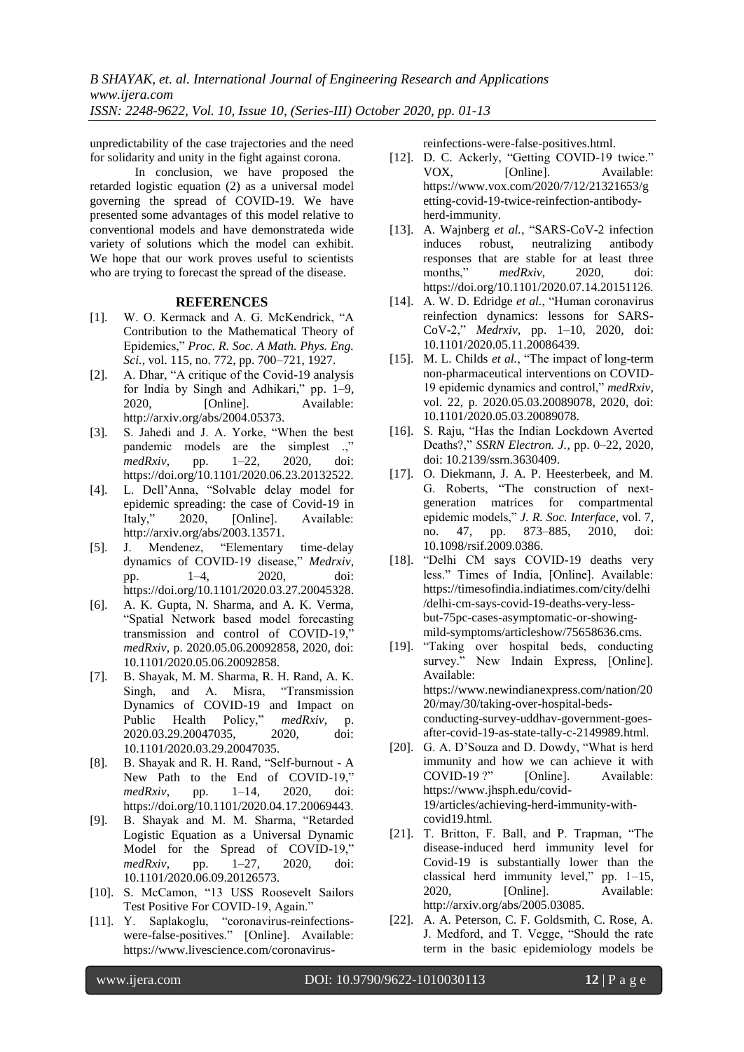unpredictability of the case trajectories and the need for solidarity and unity in the fight against corona.

In conclusion, we have proposed the retarded logistic equation (2) as a universal model governing the spread of COVID-19. We have presented some advantages of this model relative to conventional models and have demonstrateda wide variety of solutions which the model can exhibit. We hope that our work proves useful to scientists who are trying to forecast the spread of the disease.

## REFERENCES

[1]. W. O. Kermack and A. G. McKendrick, "A Contribution to the Mathematical Theory of Epidemics," *Proc. R. Soc. A Math. Phys. Eng. Sci.*, vol. 115, no. 772, pp. 700–721, 1927.

[2]. A. Dhar, "A critique of the Covid-19 analysis for India by Singh and Adhikari," pp. 1–9, 2020, [Online]. Available: http://arxiv.org/abs/2004.05373.

[3]. S. Jahedi and J. A. Yorke, "When the best pandemic models are the simplest .," *medRxiv*, pp. 1–22, 2020, doi: https://doi.org/10.1101/2020.06.23.20132522.

[4]. L. Dell'Anna, "Solvable delay model for epidemic spreading: the case of Covid-19 in Italy," 2020, [Online]. Available: http://arxiv.org/abs/2003.13571.

[5]. J. Mendenez, "Elementary time-delay dynamics of COVID-19 disease," *Medrxiv*, pp. 1–4, 2020, doi: https://doi.org/10.1101/2020.03.27.20045328.

[6]. A. K. Gupta, N. Sharma, and A. K. Verma, "Spatial Network based model forecasting transmission and control of COVID-19," *medRxiv*, p. 2020.05.06.20092858, 2020, doi: 10.1101/2020.05.06.20092858.

[7]. B. Shayak, M. M. Sharma, R. H. Rand, A. K. Singh, and A. Misra, "Transmission Dynamics of COVID-19 and Impact on Public Health Policy," *medRxiv*, p. 2020.03.29.20047035, 2020, doi: 10.1101/2020.03.29.20047035.

[8]. B. Shayak and R. H. Rand, "Self-burnout - A New Path to the End of COVID-19," *medRxiv*, pp. 1–14, 2020, doi: https://doi.org/10.1101/2020.04.17.20069443.

[9]. B. Shayak and M. M. Sharma, "Retarded Logistic Equation as a Universal Dynamic Model for the Spread of COVID-19," *medRxiv*, pp. 1–27, 2020, doi: 10.1101/2020.06.09.20126573.

[10]. S. McCamon, "13 USS Roosevelt Sailors Test Positive For COVID-19, Again."

[11]. Y. Saplakoglu, "coronavirus-reinfections-were-false-positives." [Online]. Available: https://www.livescience.com/coronavirus-reinfections-were-false-positives.html.

[12]. D. C. Ackerly, "Getting COVID-19 twice." VOX, [Online]. Available: https://www.vox.com/2020/7/12/21321653/getting-covid-19-twice-reinfection-antibody-herd-immunity.

[13]. A. Wajnberg *et al.*, "SARS-CoV-2 infection induces robust, neutralizing antibody responses that are stable for at least three months," *medRxiv*, 2020, doi: https://doi.org/10.1101/2020.07.14.20151126.

[14]. A. W. D. Edridge *et al.*, "Human coronavirus reinfection dynamics: lessons for SARS-CoV-2," *Medrxiv*, pp. 1–10, 2020, doi: 10.1101/2020.05.11.20086439.

[15]. M. L. Childs *et al.*, "The impact of long-term non-pharmaceutical interventions on COVID-19 epidemic dynamics and control," *medRxiv*, vol. 22, p. 2020.05.03.20089078, 2020, doi: 10.1101/2020.05.03.20089078.

[16]. S. Raju, "Has the Indian Lockdown Averted Deaths?," *SSRN Electron. J.*, pp. 0–22, 2020, doi: 10.2139/ssrn.3630409.

[17]. O. Diekmann, J. A. P. Heesterbeek, and M. G. Roberts, "The construction of next-generation matrices for compartmental epidemic models," *J. R. Soc. Interface*, vol. 7, no. 47, pp. 873–885, 2010, doi: 10.1098/rsif.2009.0386.

[18]. "Delhi CM says COVID-19 deaths very less." Times of India, [Online]. Available: https://timesofindia.indiatimes.com/city/delhi/delhi-cm-says-covid-19-deaths-very-less-but-75pc-cases-asymptomatic-or-showing-mild-symptoms/articleshow/75658636.cms.

[19]. "Taking over hospital beds, conducting survey." New Indain Express, [Online]. Available: https://www.newindianexpress.com/nation/2020/may/30/taking-over-hospital-beds-conducting-survey-uddhav-government-goes-after-covid-19-as-state-tally-c-2149989.html.

[20]. G. A. D'Souza and D. Dowdy, "What is herd immunity and how we can achieve it with COVID-19 ?" [Online]. Available: https://www.jhsph.edu/covid-19/articles/achieving-herd-immunity-with-covid19.html.

[21]. T. Britton, F. Ball, and P. Trapman, "The disease-induced herd immunity level for Covid-19 is substantially lower than the classical herd immunity level," pp. 1–15, 2020, [Online]. Available: http://arxiv.org/abs/2005.03085.

[22]. A. A. Peterson, C. F. Goldsmith, C. Rose, A. J. Medford, and T. Vegge, "Should the rate term in the basic epidemiology models be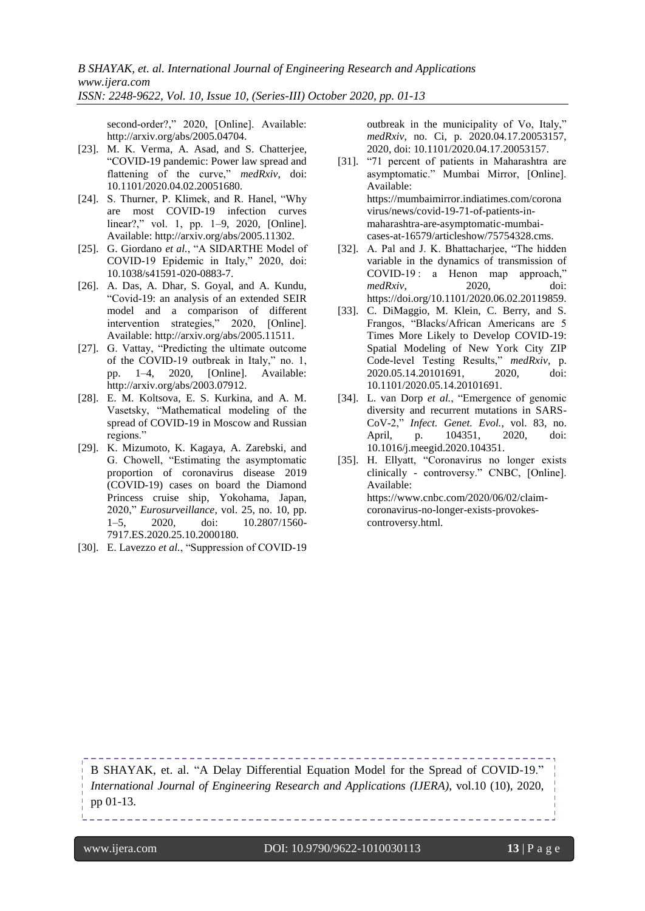second-order?," 2020, [Online]. Available: http://arxiv.org/abs/2005.04704.

[23]. M. K. Verma, A. Asad, and S. Chatterjee, "COVID-19 pandemic: Power law spread and flattening of the curve," *medRxiv*, doi: 10.1101/2020.04.02.20051680.

[24]. S. Thurner, P. Klimek, and R. Hanel, "Why are most COVID-19 infection curves linear?," vol. 1, pp. 1–9, 2020, [Online]. Available: http://arxiv.org/abs/2005.11302.

[25]. G. Giordano *et al.*, "A SIDARTHE Model of COVID-19 Epidemic in Italy," 2020, doi: 10.1038/s41591-020-0883-7.

[26]. A. Das, A. Dhar, S. Goyal, and A. Kundu, "Covid-19: an analysis of an extended SEIR model and a comparison of different intervention strategies," 2020, [Online]. Available: http://arxiv.org/abs/2005.11511.

[27]. G. Vattay, "Predicting the ultimate outcome of the COVID-19 outbreak in Italy," no. 1, pp. 1–4, 2020, [Online]. Available: http://arxiv.org/abs/2003.07912.

[28]. E. M. Koltsova, E. S. Kurkina, and A. M. Vasetsky, "Mathematical modeling of the spread of COVID-19 in Moscow and Russian regions."

[29]. K. Mizumoto, K. Kagaya, A. Zarebski, and G. Chowell, "Estimating the asymptomatic proportion of coronavirus disease 2019 (COVID-19) cases on board the Diamond Princess cruise ship, Yokohama, Japan, 2020," *Eurosurveillance*, vol. 25, no. 10, pp. 1–5, 2020, doi: 10.2807/1560-7917.ES.2020.25.10.2000180.

[30]. E. Lavezzo *et al.*, "Suppression of COVID-19 outbreak in the municipality of Vo, Italy," *medRxiv*, no. Ci, p. 2020.04.17.20053157, 2020, doi: 10.1101/2020.04.17.20053157.

[31]. "71 percent of patients in Maharashtra are asymptomatic." Mumbai Mirror, [Online]. Available: https://mumbaimirror.indiatimes.com/coronavirus/news/covid-19-71-of-patients-in-maharashtra-are-asymptomatic-mumbai-cases-at-16579/articleshow/75754328.cms.

[32]. A. Pal and J. K. Bhattacharjee, "The hidden variable in the dynamics of transmission of COVID-19 : a Henon map approach," *medRxiv*, 2020, doi: https://doi.org/10.1101/2020.06.02.20119859.

[33]. C. DiMaggio, M. Klein, C. Berry, and S. Frangos, "Blacks/African Americans are 5 Times More Likely to Develop COVID-19: Spatial Modeling of New York City ZIP Code-level Testing Results," *medRxiv*, p. 2020.05.14.20101691, 2020, doi: 10.1101/2020.05.14.20101691.

[34]. L. van Dorp *et al.*, "Emergence of genomic diversity and recurrent mutations in SARS-CoV-2," *Infect. Genet. Evol.*, vol. 83, no. April, p. 104351, 2020, doi: 10.1016/j.meegid.2020.104351.

[35]. H. Ellyatt, "Coronavirus no longer exists clinically - controversy." CNBC, [Online]. Available: https://www.cnbc.com/2020/06/02/claim-coronavirus-no-longer-exists-provokes-controversy.html.

B SHAYAK, et. al. "A Delay Differential Equation Model for the Spread of COVID-19." *International Journal of Engineering Research and Applications (IJERA)*, vol.10 (10), 2020, pp 01-13.